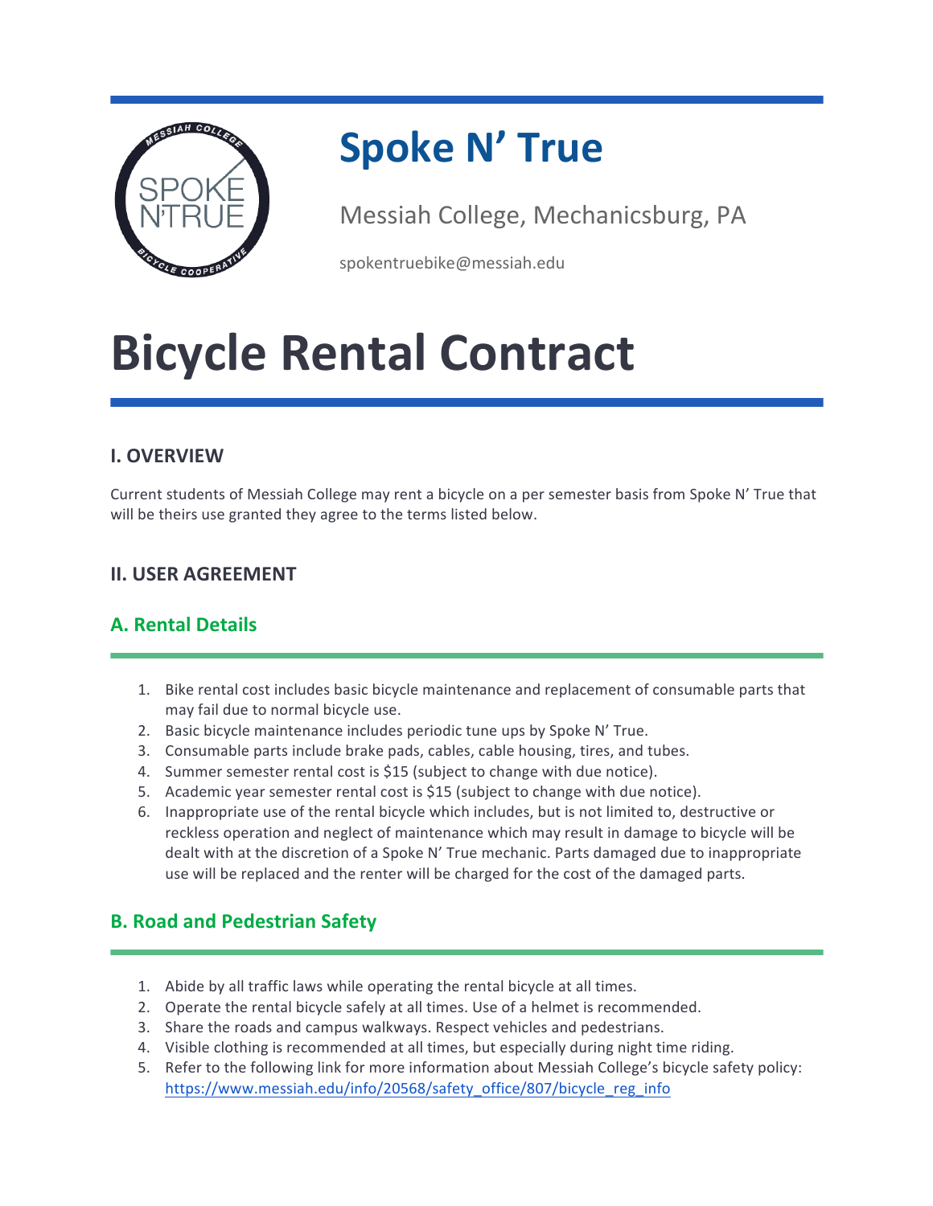# Spoke N' True

Messiah College, Mechanicsburg, PA

spokentruebike@messiah.edu

# Bicycle Rental Contract

## I. OVERVIEW

Current students of Messiah College may rent a bicycle on a per semester basis from Spoke N' True that will be theirs use granted they agree to the terms listed below.

## II. USER AGREEMENT

### A. Rental Details

1. Bike rental cost includes basic bicycle maintenance and replacement of consumable parts that may fail due to normal bicycle use.
2. Basic bicycle maintenance includes periodic tune ups by Spoke N' True.
3. Consumable parts include brake pads, cables, cable housing, tires, and tubes.
4. Summer semester rental cost is $15 (subject to change with due notice).
5. Academic year semester rental cost is $15 (subject to change with due notice).
6. Inappropriate use of the rental bicycle which includes, but is not limited to, destructive or reckless operation and neglect of maintenance which may result in damage to bicycle will be dealt with at the discretion of a Spoke N' True mechanic. Parts damaged due to inappropriate use will be replaced and the renter will be charged for the cost of the damaged parts.

### B. Road and Pedestrian Safety

1. Abide by all traffic laws while operating the rental bicycle at all times.
2. Operate the rental bicycle safely at all times. Use of a helmet is recommended.
3. Share the roads and campus walkways. Respect vehicles and pedestrians.
4. Visible clothing is recommended at all times, but especially during night time riding.
5. Refer to the following link for more information about Messiah College's bicycle safety policy: https://www.messiah.edu/info/20568/safety_office/807/bicycle_reg_info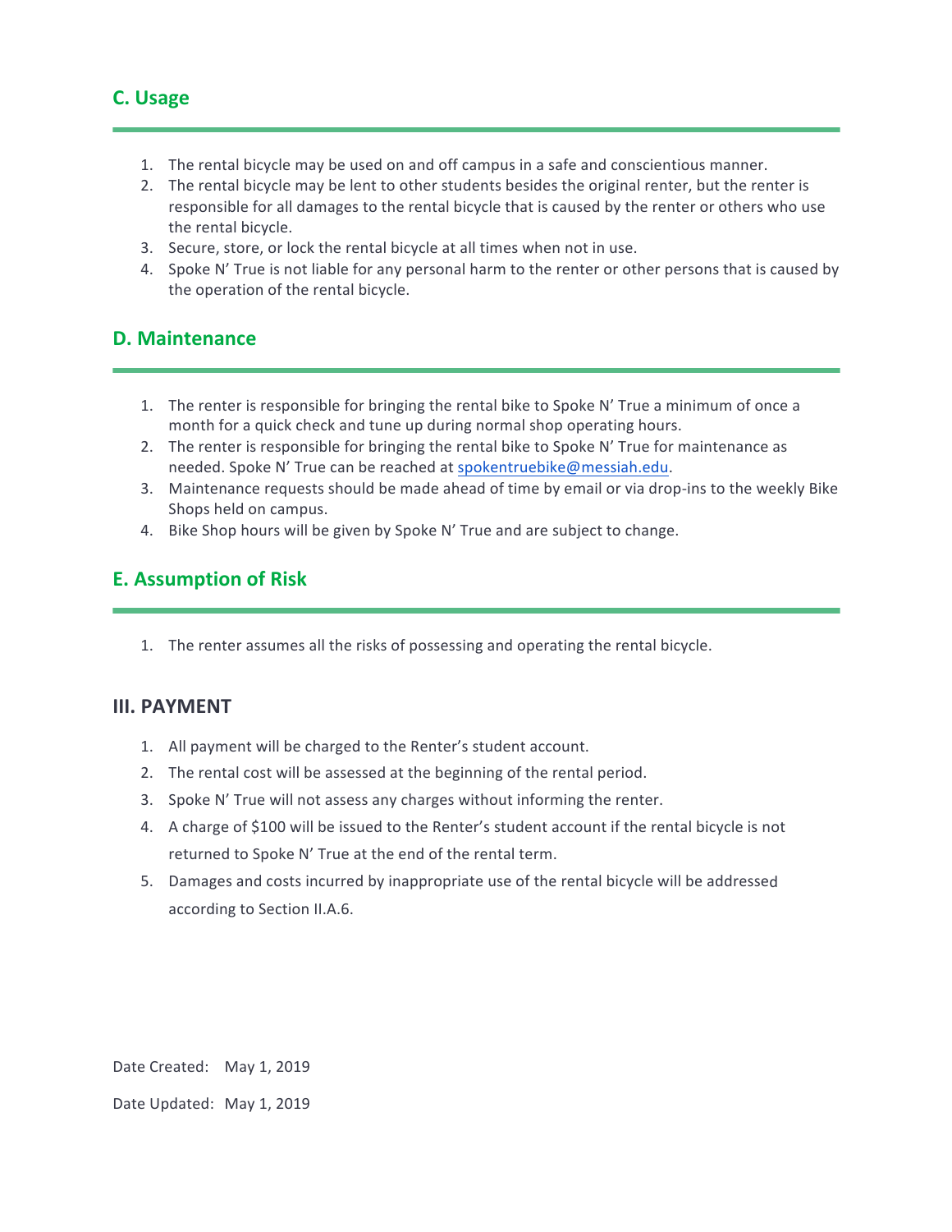## C. Usage

1. The rental bicycle may be used on and off campus in a safe and conscientious manner.
2. The rental bicycle may be lent to other students besides the original renter, but the renter is responsible for all damages to the rental bicycle that is caused by the renter or others who use the rental bicycle.
3. Secure, store, or lock the rental bicycle at all times when not in use.
4. Spoke N' True is not liable for any personal harm to the renter or other persons that is caused by the operation of the rental bicycle.

## D. Maintenance

1. The renter is responsible for bringing the rental bike to Spoke N' True a minimum of once a month for a quick check and tune up during normal shop operating hours.
2. The renter is responsible for bringing the rental bike to Spoke N' True for maintenance as needed. Spoke N' True can be reached at spokentruebike@messiah.edu.
3. Maintenance requests should be made ahead of time by email or via drop-ins to the weekly Bike Shops held on campus.
4. Bike Shop hours will be given by Spoke N' True and are subject to change.

## E. Assumption of Risk

1. The renter assumes all the risks of possessing and operating the rental bicycle.

# III. PAYMENT

1. All payment will be charged to the Renter's student account.
2. The rental cost will be assessed at the beginning of the rental period.
3. Spoke N' True will not assess any charges without informing the renter.
4. A charge of $100 will be issued to the Renter's student account if the rental bicycle is not returned to Spoke N' True at the end of the rental term.
5. Damages and costs incurred by inappropriate use of the rental bicycle will be addressed according to Section II.A.6.

Date Created: May 1, 2019

Date Updated: May 1, 2019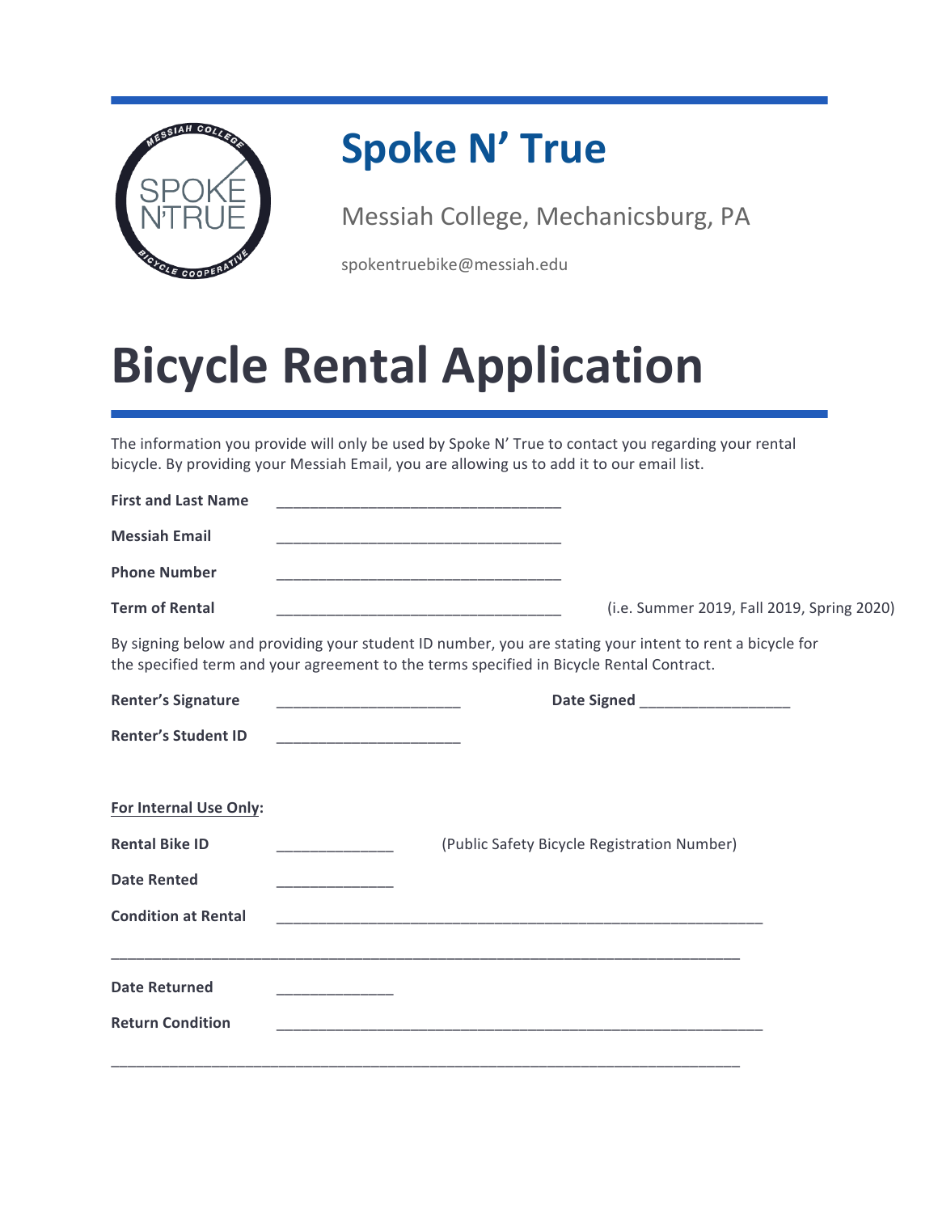# Spoke N' True

Messiah College, Mechanicsburg, PA

spokentruebike@messiah.edu

# Bicycle Rental Application

The information you provide will only be used by Spoke N' True to contact you regarding your rental bicycle. By providing your Messiah Email, you are allowing us to add it to our email list.

**First and Last Name** __________________________________

**Messiah Email** __________________________________

**Phone Number** __________________________________

**Term of Rental** __________________________________ (i.e. Summer 2019, Fall 2019, Spring 2020)

By signing below and providing your student ID number, you are stating your intent to rent a bicycle for the specified term and your agreement to the terms specified in Bicycle Rental Contract.

**Renter's Signature** ______________________ **Date Signed** __________________

**Renter's Student ID** ______________________

**For Internal Use Only:**

**Rental Bike ID** ______________ (Public Safety Bicycle Registration Number)

**Date Rented** ______________

**Condition at Rental** ___________________________________________________________

___________________________________________________________________________

**Date Returned** ______________

**Return Condition** ___________________________________________________________

___________________________________________________________________________